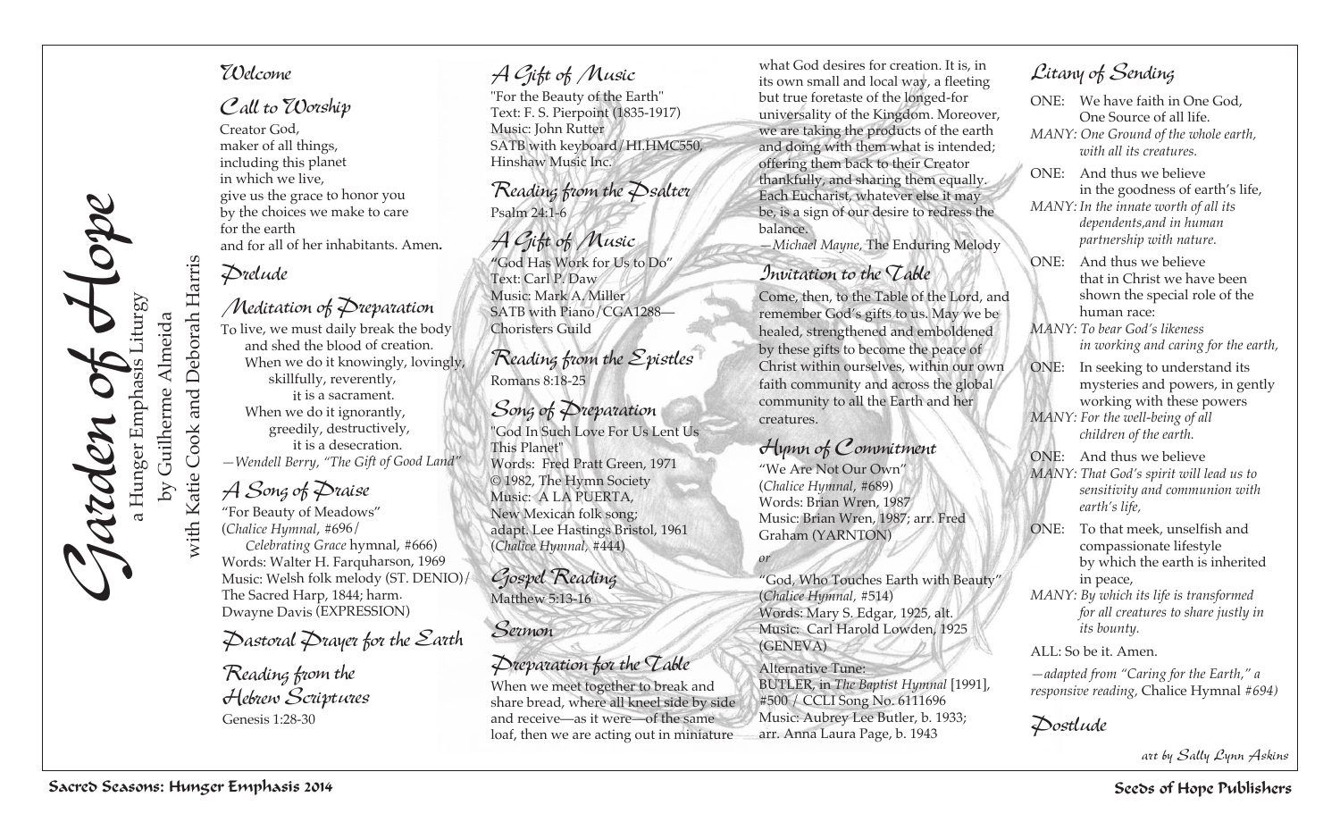# Garden of Hope

a Hunger Emphasis Liturgy

by Guilherme Almeida

with Katie Cook and Deborah Harris

## Welcome

## Call to Worship

Creator God,
maker of all things,
including this planet
in which we live,
give us the grace to honor you
by the choices we make to care
for the earth
and for all of her inhabitants. Amen**.**

## Prelude

## Meditation of Preparation

To live, we must daily break the body
and shed the blood of creation.
When we do it knowingly, lovingly,
skillfully, reverently,
it is a sacrament.
When we do it ignorantly,
greedily, destructively,
it is a desecration.

*—Wendell Berry, "The Gift of Good Land"*

## A Song of Praise

"For Beauty of Meadows"
(*Chalice Hymnal*, #696/
*Celebrating Grace* hymnal, #666)
Words: Walter H. Farquharson, 1969
Music: Welsh folk melody (ST. DENIO)/
The Sacred Harp, 1844; harm.
Dwayne Davis (EXPRESSION)

## Pastoral Prayer for the Earth

## Reading from the Hebrew Scriptures

Genesis 1:28-30

## A Gift of Music

"For the Beauty of the Earth"
Text: F. S. Pierpoint (1835-1917)
Music: John Rutter
SATB with keyboard/HI.HMC550,
Hinshaw Music Inc.

## Reading from the Psalter

Psalm 24:1-6

## A Gift of Music

"God Has Work for Us to Do"
Text: Carl P. Daw
Music: Mark A. Miller
SATB with Piano/CGA1288—
Choristers Guild

## Reading from the Epistles

Romans 8:18-25

## Song of Preparation

"God In Such Love For Us Lent Us
This Planet"
Words: Fred Pratt Green, 1971
© 1982, The Hymn Society
Music: A LA PUERTA,
New Mexican folk song;
adapt. Lee Hastings Bristol, 1961
(*Chalice Hymnal,* #444)

## Gospel Reading

Matthew 5:13-16

## Sermon

## Preparation for the Table

When we meet together to break and share bread, where all kneel side by side and receive—as it were—of the same loaf, then we are acting out in miniature what God desires for creation. It is, in its own small and local way, a fleeting but true foretaste of the longed-for universality of the Kingdom. Moreover, we are taking the products of the earth and doing with them what is intended; offering them back to their Creator thankfully, and sharing them equally. Each Eucharist, whatever else it may be, is a sign of our desire to redress the balance.

*—Michael Mayne*, The Enduring Melody

## Invitation to the Table

Come, then, to the Table of the Lord, and remember God's gifts to us. May we be healed, strengthened and emboldened by these gifts to become the peace of Christ within ourselves, within our own faith community and across the global community to all the Earth and her creatures.

## Hymn of Commitment

"We Are Not Our Own"
(*Chalice Hymnal*, #689)
Words: Brian Wren, 1987
Music: Brian Wren, 1987; arr. Fred
Graham (YARNTON)

*or*

"God, Who Touches Earth with Beauty"
(*Chalice Hymnal,* #514)
Words: Mary S. Edgar, 1925, alt.
Music: Carl Harold Lowden, 1925
(GENEVA)

Alternative Tune:
BUTLER, in *The Baptist Hymnal* [1991],
#500 / CCLI Song No. 6111696
Music: Aubrey Lee Butler, b. 1933;
arr. Anna Laura Page, b. 1943

## Litany of Sending

ONE: We have faith in One God,
One Source of all life.

*MANY: One Ground of the whole earth, with all its creatures.*

ONE: And thus we believe
in the goodness of earth's life,

*MANY: In the innate worth of all its dependents,and in human partnership with nature.*

ONE: And thus we believe
that in Christ we have been
shown the special role of the
human race:

*MANY: To bear God's likeness in working and caring for the earth,*

ONE: In seeking to understand its
mysteries and powers, in gently
working with these powers

*MANY: For the well-being of all children of the earth.*

ONE: And thus we believe

*MANY: That God's spirit will lead us to sensitivity and communion with earth's life,*

ONE: To that meek, unselfish and
compassionate lifestyle
by which the earth is inherited
in peace,

*MANY: By which its life is transformed for all creatures to share justly in its bounty.*

ALL: So be it. Amen.

*—adapted from "Caring for the Earth," a responsive reading,* Chalice Hymnal *#694)*

## Postlude

*art by Sally Lynn Askins*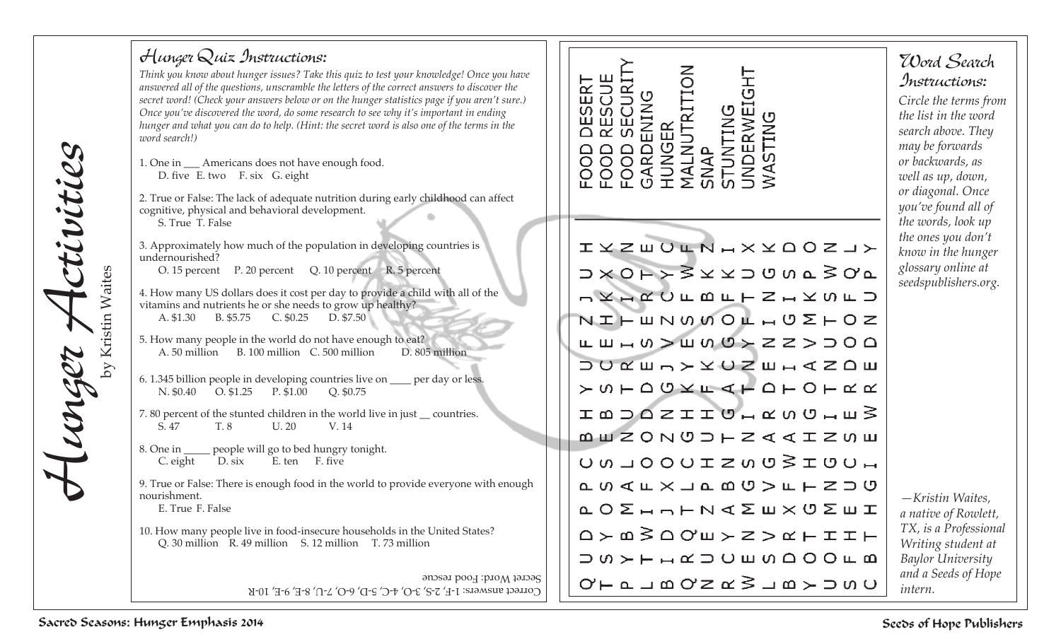# Hunger Activities

by Kristin Waites

## Hunger Quiz Instructions:

*Think you know about hunger issues? Take this quiz to test your knowledge! Once you have answered all of the questions, unscramble the letters of the correct answers to discover the secret word! (Check your answers below or on the hunger statistics page if you aren't sure.) Once you've discovered the word, do some research to see why it's important in ending hunger and what you can do to help. (Hint: the secret word is also one of the terms in the word search!)*

1. One in ___ Americans does not have enough food.
   D. five E. two F. six G. eight

2. True or False: The lack of adequate nutrition during early childhood can affect cognitive, physical and behavioral development.
   S. True T. False

3. Approximately how much of the population in developing countries is undernourished?
   O. 15 percent P. 20 percent Q. 10 percent R. 5 percent

4. How many US dollars does it cost per day to provide a child with all of the vitamins and nutrients he or she needs to grow up healthy?
   A. $1.30 B. $5.75 C. $0.25 D. $7.50

5. How many people in the world do not have enough to eat?
   A. 50 million B. 100 million C. 500 million D. 805 million

6. 1.345 billion people in developing countries live on ____ per day or less.
   N. $0.40 O. $1.25 P. $1.00 Q. $0.75

7. 80 percent of the stunted children in the world live in just __ countries.
   S. 47 T. 8 U. 20 V. 14

8. One in _____ people will go to bed hungry tonight.
   C. eight D. six E. ten F. five

9. True or False: There is enough food in the world to provide everyone with enough nourishment.
   E. True F. False

10. How many people live in food-insecure households in the United States?
    Q. 30 million R. 49 million S. 12 million T. 73 million

Correct answers: 1-F, 2-S, 3-O, 4-C, 5-D, 6-O, 7-U, 8-E, 9-E, 10-R

Secret Word: Food rescue

## Word Search

FOOD DESERT
FOOD RESCUE
FOOD SECURITY
GARDENING
HUNGER
MALNUTRITION
SNAP
STUNTING
UNDERWEIGHT
WASTING

```
Q U D P P C B H Y U F N J U H
T S Y O S S E B S C E H K X K
P Y B M A L N U T R I T I O N
L T W I F O O D D E S E R T E
B I D J X O N N G J V N C Y C
Q R Q T L C G H K Y E S F W F
N U E N P H U H F K S S B K N
R C Y A B N T G A C G O F K I
W E N M G S N I T N Y F T U X
L S V E V G A R D E N I N G K
B D R X F W A S T I N G I S D
Y O T G T H H G O A V M K P O
U O H M N G N I T N U T S W N
S F H E U C S E R D O O F Q L
C B T H G I E W R E D N U P Y
```

## Word Search Instructions:

*Circle the terms from the list in the word search above. They may be forwards or backwards, as well as up, down, or diagonal. Once you've found all of the words, look up the ones you don't know in the hunger glossary online at seedspublishers.org.*

*—Kristin Waites, a native of Rowlett, TX, is a Professional Writing student at Baylor University and a Seeds of Hope intern.*